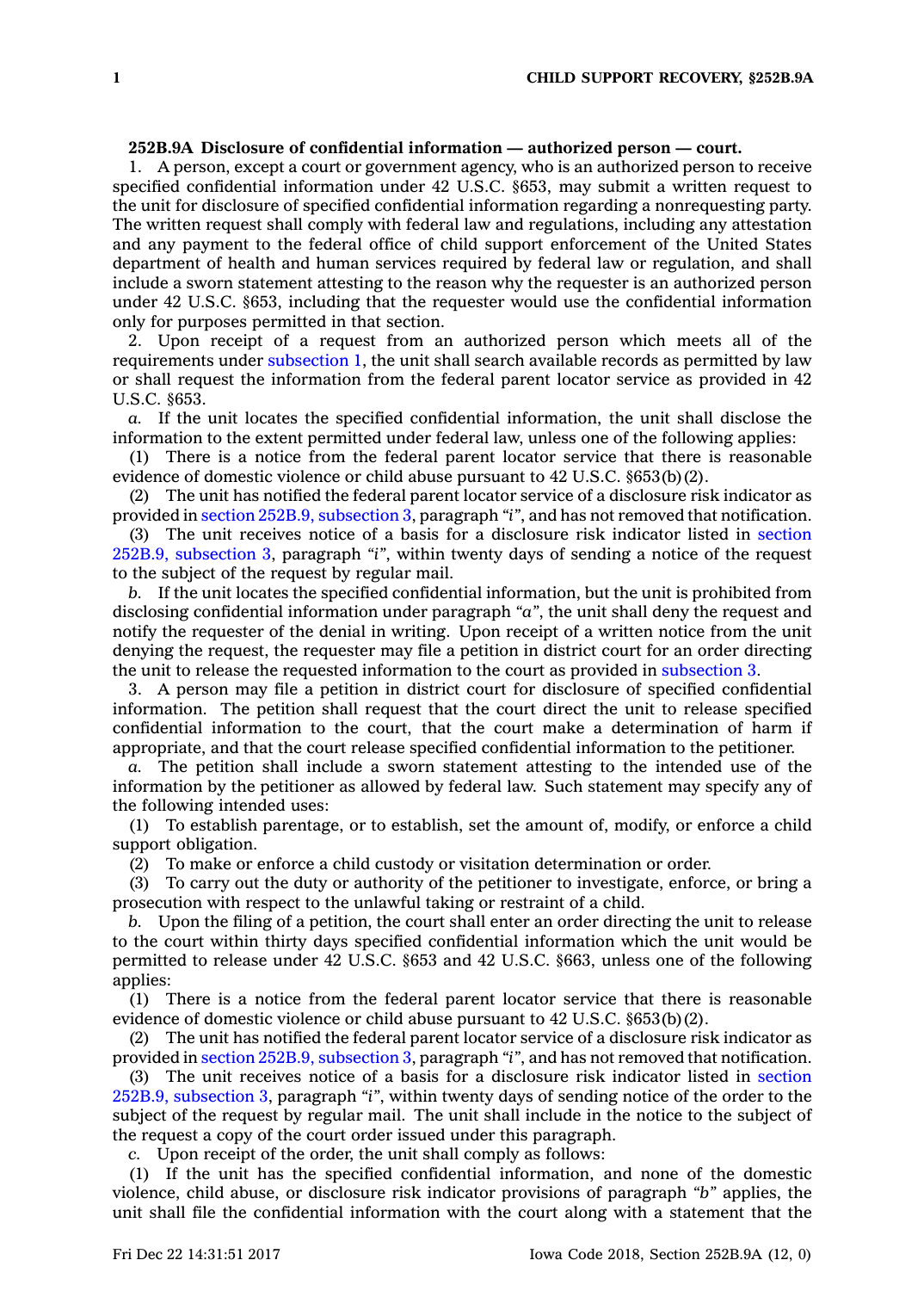**252B.9A Disclosure of confidential information — authorized person — court.**

1. A person, except a court or government agency, who is an authorized person to receive specified confidential information under 42 U.S.C. §653, may submit a written request to the unit for disclosure of specified confidential information regarding a nonrequesting party. The written request shall comply with federal law and regulations, including any attestation and any payment to the federal office of child support enforcement of the United States department of health and human services required by federal law or regulation, and shall include a sworn statement attesting to the reason why the requester is an authorized person under 42 U.S.C. §653, including that the requester would use the confidential information only for purposes permitted in that section.

2. Upon receipt of a request from an authorized person which meets all of the requirements under subsection 1, the unit shall search available records as permitted by law or shall request the information from the federal parent locator service as provided in 42 U.S.C. §653.

*a.* If the unit locates the specified confidential information, the unit shall disclose the information to the extent permitted under federal law, unless one of the following applies:

(1) There is a notice from the federal parent locator service that there is reasonable evidence of domestic violence or child abuse pursuant to 42 U.S.C. §653(b)(2).

(2) The unit has notified the federal parent locator service of a disclosure risk indicator as provided in section 252B.9, subsection 3, paragraph *"i"*, and has not removed that notification.

(3) The unit receives notice of a basis for a disclosure risk indicator listed in section 252B.9, subsection 3, paragraph *"i"*, within twenty days of sending a notice of the request to the subject of the request by regular mail.

*b.* If the unit locates the specified confidential information, but the unit is prohibited from disclosing confidential information under paragraph *"a"*, the unit shall deny the request and notify the requester of the denial in writing. Upon receipt of a written notice from the unit denying the request, the requester may file a petition in district court for an order directing the unit to release the requested information to the court as provided in subsection 3.

3. A person may file a petition in district court for disclosure of specified confidential information. The petition shall request that the court direct the unit to release specified confidential information to the court, that the court make a determination of harm if appropriate, and that the court release specified confidential information to the petitioner.

*a.* The petition shall include a sworn statement attesting to the intended use of the information by the petitioner as allowed by federal law. Such statement may specify any of the following intended uses:

(1) To establish parentage, or to establish, set the amount of, modify, or enforce a child support obligation.

(2) To make or enforce a child custody or visitation determination or order.

(3) To carry out the duty or authority of the petitioner to investigate, enforce, or bring a prosecution with respect to the unlawful taking or restraint of a child.

*b.* Upon the filing of a petition, the court shall enter an order directing the unit to release to the court within thirty days specified confidential information which the unit would be permitted to release under 42 U.S.C. §653 and 42 U.S.C. §663, unless one of the following applies:

(1) There is a notice from the federal parent locator service that there is reasonable evidence of domestic violence or child abuse pursuant to 42 U.S.C. §653(b)(2).

(2) The unit has notified the federal parent locator service of a disclosure risk indicator as provided in section 252B.9, subsection 3, paragraph *"i"*, and has not removed that notification.

(3) The unit receives notice of a basis for a disclosure risk indicator listed in section 252B.9, subsection 3, paragraph *"i"*, within twenty days of sending notice of the order to the subject of the request by regular mail. The unit shall include in the notice to the subject of the request a copy of the court order issued under this paragraph.

*c.* Upon receipt of the order, the unit shall comply as follows:

(1) If the unit has the specified confidential information, and none of the domestic violence, child abuse, or disclosure risk indicator provisions of paragraph *"b"* applies, the unit shall file the confidential information with the court along with a statement that the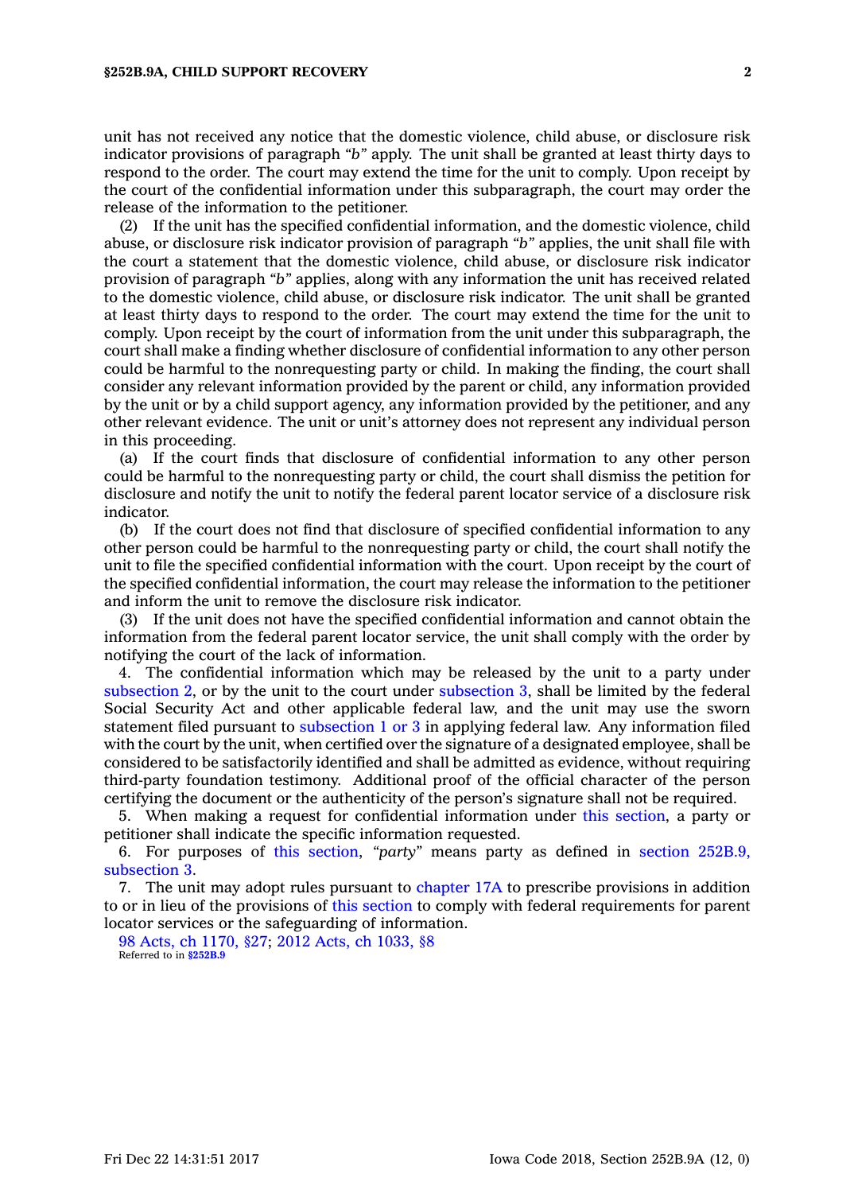unit has not received any notice that the domestic violence, child abuse, or disclosure risk indicator provisions of paragraph *"b"* apply. The unit shall be granted at least thirty days to respond to the order. The court may extend the time for the unit to comply. Upon receipt by the court of the confidential information under this subparagraph, the court may order the release of the information to the petitioner.

(2) If the unit has the specified confidential information, and the domestic violence, child abuse, or disclosure risk indicator provision of paragraph *"b"* applies, the unit shall file with the court a statement that the domestic violence, child abuse, or disclosure risk indicator provision of paragraph *"b"* applies, along with any information the unit has received related to the domestic violence, child abuse, or disclosure risk indicator. The unit shall be granted at least thirty days to respond to the order. The court may extend the time for the unit to comply. Upon receipt by the court of information from the unit under this subparagraph, the court shall make a finding whether disclosure of confidential information to any other person could be harmful to the nonrequesting party or child. In making the finding, the court shall consider any relevant information provided by the parent or child, any information provided by the unit or by a child support agency, any information provided by the petitioner, and any other relevant evidence. The unit or unit's attorney does not represent any individual person in this proceeding.

(a) If the court finds that disclosure of confidential information to any other person could be harmful to the nonrequesting party or child, the court shall dismiss the petition for disclosure and notify the unit to notify the federal parent locator service of a disclosure risk indicator.

(b) If the court does not find that disclosure of specified confidential information to any other person could be harmful to the nonrequesting party or child, the court shall notify the unit to file the specified confidential information with the court. Upon receipt by the court of the specified confidential information, the court may release the information to the petitioner and inform the unit to remove the disclosure risk indicator.

(3) If the unit does not have the specified confidential information and cannot obtain the information from the federal parent locator service, the unit shall comply with the order by notifying the court of the lack of information.

4. The confidential information which may be released by the unit to a party under subsection 2, or by the unit to the court under subsection 3, shall be limited by the federal Social Security Act and other applicable federal law, and the unit may use the sworn statement filed pursuant to subsection 1 or 3 in applying federal law. Any information filed with the court by the unit, when certified over the signature of a designated employee, shall be considered to be satisfactorily identified and shall be admitted as evidence, without requiring third-party foundation testimony. Additional proof of the official character of the person certifying the document or the authenticity of the person's signature shall not be required.

5. When making a request for confidential information under this section, a party or petitioner shall indicate the specific information requested.

6. For purposes of this section, *"party"* means party as defined in section 252B.9, subsection 3.

7. The unit may adopt rules pursuant to chapter 17A to prescribe provisions in addition to or in lieu of the provisions of this section to comply with federal requirements for parent locator services or the safeguarding of information.

98 Acts, ch 1170, §27; 2012 Acts, ch 1033, §8

Referred to in **§252B.9**